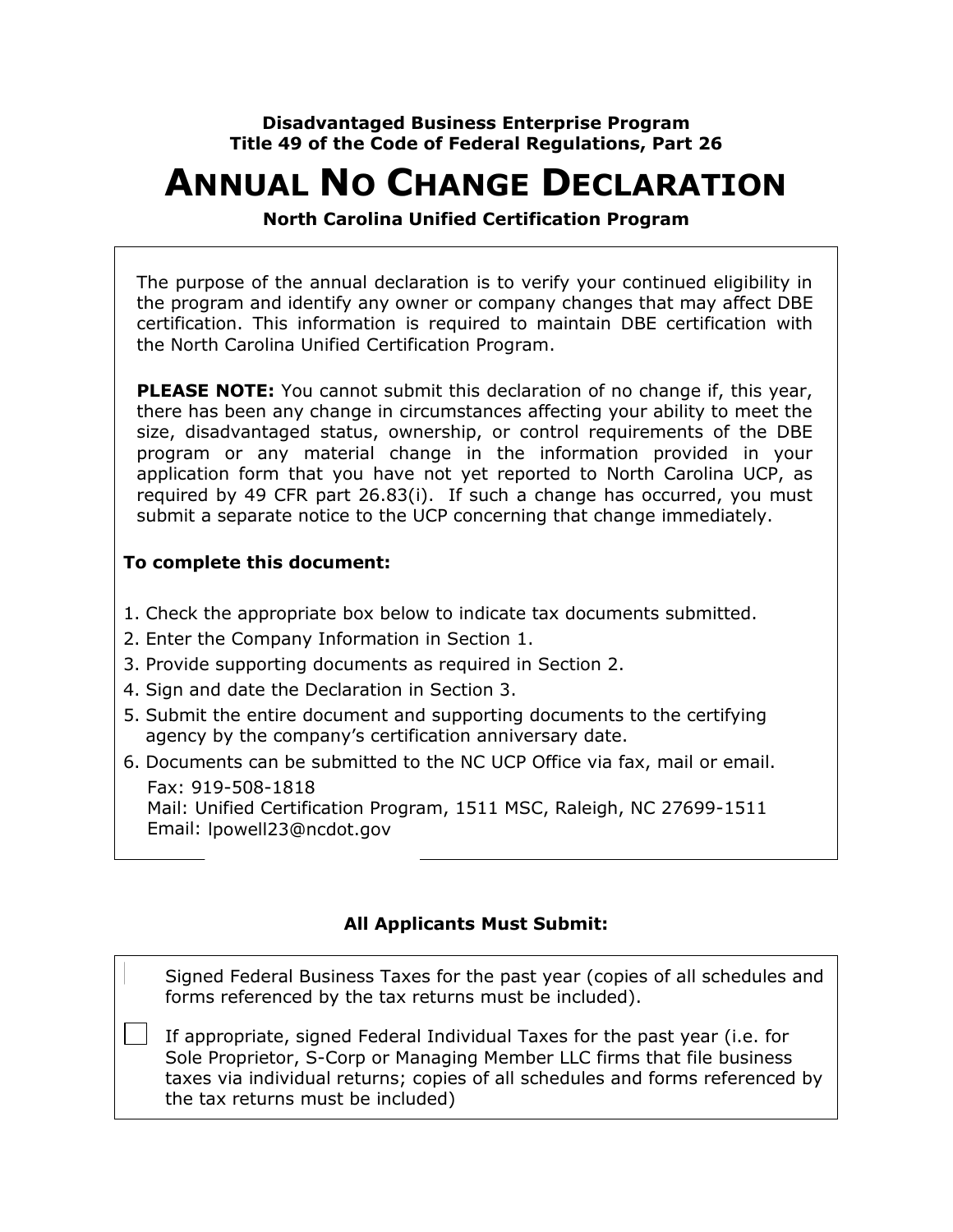**Disadvantaged Business Enterprise Program**
**Title 49 of the Code of Federal Regulations, Part 26**

# ANNUAL NO CHANGE DECLARATION

**North Carolina Unified Certification Program**

The purpose of the annual declaration is to verify your continued eligibility in the program and identify any owner or company changes that may affect DBE certification. This information is required to maintain DBE certification with the North Carolina Unified Certification Program.

**PLEASE NOTE:** You cannot submit this declaration of no change if, this year, there has been any change in circumstances affecting your ability to meet the size, disadvantaged status, ownership, or control requirements of the DBE program or any material change in the information provided in your application form that you have not yet reported to North Carolina UCP, as required by 49 CFR part 26.83(i). If such a change has occurred, you must submit a separate notice to the UCP concerning that change immediately.

**To complete this document:**

1. Check the appropriate box below to indicate tax documents submitted.
2. Enter the Company Information in Section 1.
3. Provide supporting documents as required in Section 2.
4. Sign and date the Declaration in Section 3.
5. Submit the entire document and supporting documents to the certifying agency by the company's certification anniversary date.
6. Documents can be submitted to the NC UCP Office via fax, mail or email.
   Fax: 919-508-1818
   Mail: Unified Certification Program, 1511 MSC, Raleigh, NC 27699-1511
   Email: lpowell23@ncdot.gov

**All Applicants Must Submit:**

- ☐ Signed Federal Business Taxes for the past year (copies of all schedules and forms referenced by the tax returns must be included).
- ☐ If appropriate, signed Federal Individual Taxes for the past year (i.e. for Sole Proprietor, S-Corp or Managing Member LLC firms that file business taxes via individual returns; copies of all schedules and forms referenced by the tax returns must be included)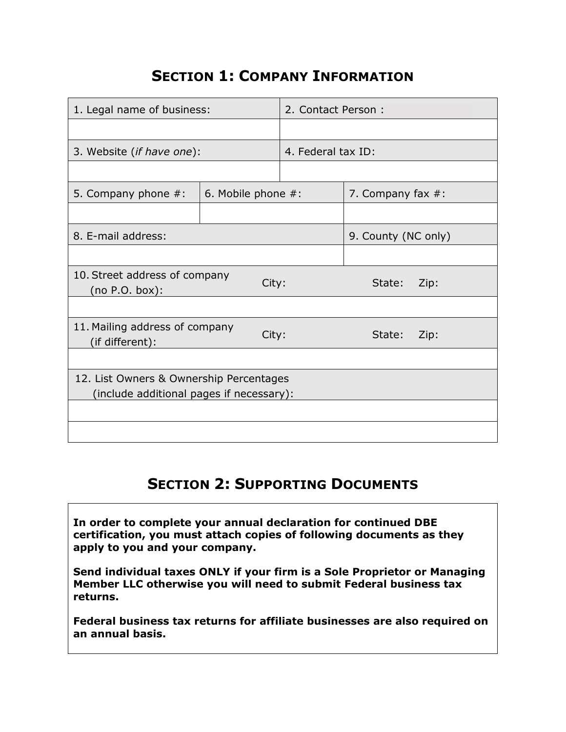## Section 1: Company Information

| 1. Legal name of business: | | 2. Contact Person : | |
|---|---|---|---|
| | | | |
| 3. Website (*if have one*): | | 4. Federal tax ID: | |
| | | | |
| 5. Company phone #: | 6. Mobile phone #: | | 7. Company fax #: |
| | | | |
| 8. E-mail address: | | | 9. County (NC only) |
| | | | |
| 10. Street address of company (no P.O. box): | City: | | State: Zip: |
| | | | |
| 11. Mailing address of company (if different): | City: | | State: Zip: |
| | | | |
| 12. List Owners & Ownership Percentages (include additional pages if necessary): | | | |
| | | | |
| | | | |

## Section 2: Supporting Documents

**In order to complete your annual declaration for continued DBE certification, you must attach copies of following documents as they apply to you and your company.**

**Send individual taxes ONLY if your firm is a Sole Proprietor or Managing Member LLC otherwise you will need to submit Federal business tax returns.**

**Federal business tax returns for affiliate businesses are also required on an annual basis.**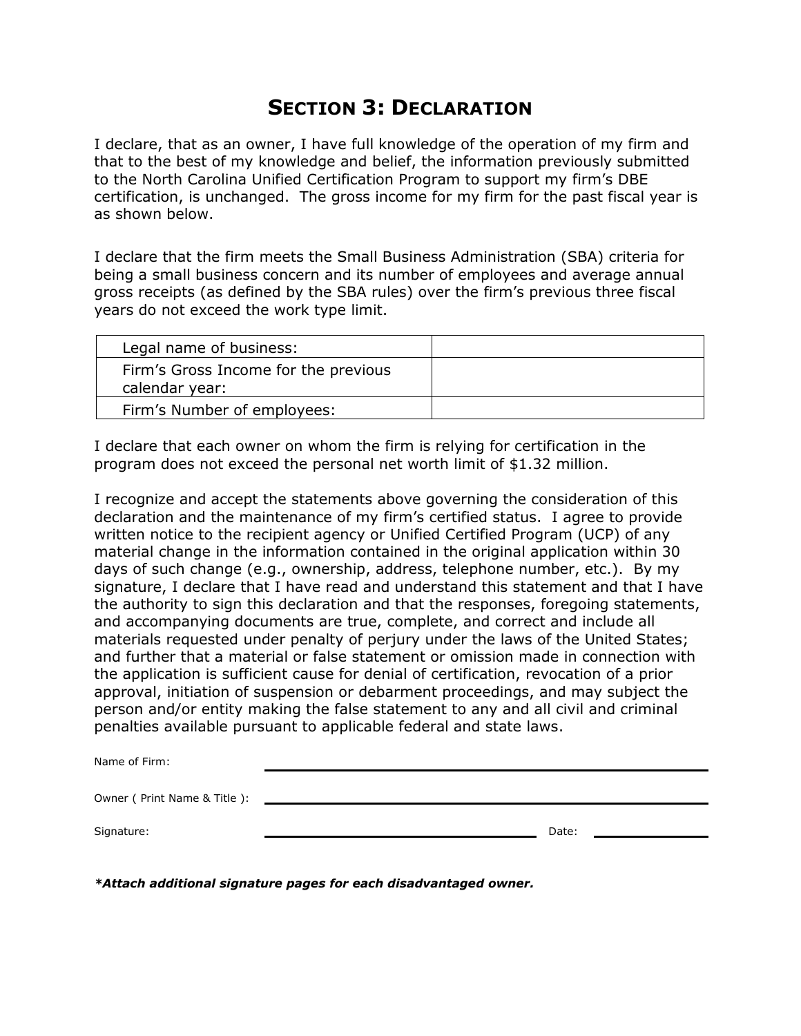# SECTION 3: DECLARATION

I declare, that as an owner, I have full knowledge of the operation of my firm and that to the best of my knowledge and belief, the information previously submitted to the North Carolina Unified Certification Program to support my firm's DBE certification, is unchanged. The gross income for my firm for the past fiscal year is as shown below.

I declare that the firm meets the Small Business Administration (SBA) criteria for being a small business concern and its number of employees and average annual gross receipts (as defined by the SBA rules) over the firm's previous three fiscal years do not exceed the work type limit.

| | |
|---|---|
| Legal name of business: | |
| Firm's Gross Income for the previous calendar year: | |
| Firm's Number of employees: | |

I declare that each owner on whom the firm is relying for certification in the program does not exceed the personal net worth limit of $1.32 million.

I recognize and accept the statements above governing the consideration of this declaration and the maintenance of my firm's certified status. I agree to provide written notice to the recipient agency or Unified Certified Program (UCP) of any material change in the information contained in the original application within 30 days of such change (e.g., ownership, address, telephone number, etc.). By my signature, I declare that I have read and understand this statement and that I have the authority to sign this declaration and that the responses, foregoing statements, and accompanying documents are true, complete, and correct and include all materials requested under penalty of perjury under the laws of the United States; and further that a material or false statement or omission made in connection with the application is sufficient cause for denial of certification, revocation of a prior approval, initiation of suspension or debarment proceedings, and may subject the person and/or entity making the false statement to any and all civil and criminal penalties available pursuant to applicable federal and state laws.

Name of Firm: ______________________________

Owner ( Print Name & Title ): ______________________________

Signature: ______________________ Date: ____________

***Attach additional signature pages for each disadvantaged owner.***